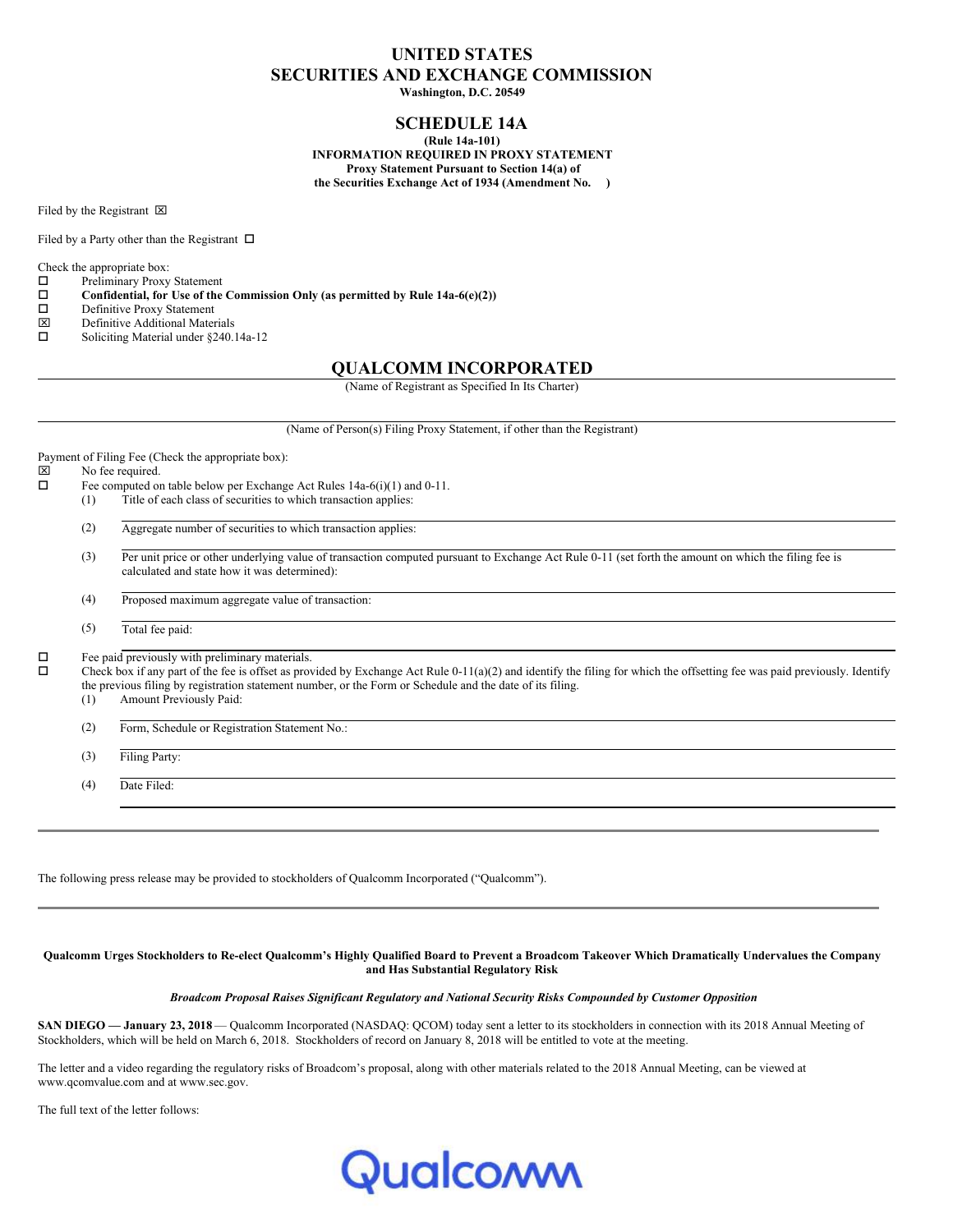# UNITED STATES
# SECURITIES AND EXCHANGE COMMISSION

**Washington, D.C. 20549**

## SCHEDULE 14A

**(Rule 14a-101)**
**INFORMATION REQUIRED IN PROXY STATEMENT**
**Proxy Statement Pursuant to Section 14(a) of**
**the Securities Exchange Act of 1934 (Amendment No. )**

Filed by the Registrant ☒

Filed by a Party other than the Registrant ☐

Check the appropriate box:

☐ Preliminary Proxy Statement
☐ **Confidential, for Use of the Commission Only (as permitted by Rule 14a-6(e)(2))**
☐ Definitive Proxy Statement
☒ Definitive Additional Materials
☐ Soliciting Material under §240.14a-12

## QUALCOMM INCORPORATED

(Name of Registrant as Specified In Its Charter)

(Name of Person(s) Filing Proxy Statement, if other than the Registrant)

Payment of Filing Fee (Check the appropriate box):

☒ No fee required.
☐ Fee computed on table below per Exchange Act Rules 14a-6(i)(1) and 0-11.
(1) Title of each class of securities to which transaction applies:
(2) Aggregate number of securities to which transaction applies:
(3) Per unit price or other underlying value of transaction computed pursuant to Exchange Act Rule 0-11 (set forth the amount on which the filing fee is calculated and state how it was determined):
(4) Proposed maximum aggregate value of transaction:
(5) Total fee paid:

☐ Fee paid previously with preliminary materials.
☐ Check box if any part of the fee is offset as provided by Exchange Act Rule 0-11(a)(2) and identify the filing for which the offsetting fee was paid previously. Identify the previous filing by registration statement number, or the Form or Schedule and the date of its filing.
(1) Amount Previously Paid:
(2) Form, Schedule or Registration Statement No.:
(3) Filing Party:
(4) Date Filed:

The following press release may be provided to stockholders of Qualcomm Incorporated ("Qualcomm").

**Qualcomm Urges Stockholders to Re-elect Qualcomm's Highly Qualified Board to Prevent a Broadcom Takeover Which Dramatically Undervalues the Company and Has Substantial Regulatory Risk**

***Broadcom Proposal Raises Significant Regulatory and National Security Risks Compounded by Customer Opposition***

**SAN DIEGO — January 23, 2018** — Qualcomm Incorporated (NASDAQ: QCOM) today sent a letter to its stockholders in connection with its 2018 Annual Meeting of Stockholders, which will be held on March 6, 2018. Stockholders of record on January 8, 2018 will be entitled to vote at the meeting.

The letter and a video regarding the regulatory risks of Broadcom's proposal, along with other materials related to the 2018 Annual Meeting, can be viewed at www.qcomvalue.com and at www.sec.gov.

The full text of the letter follows:

Qualcomm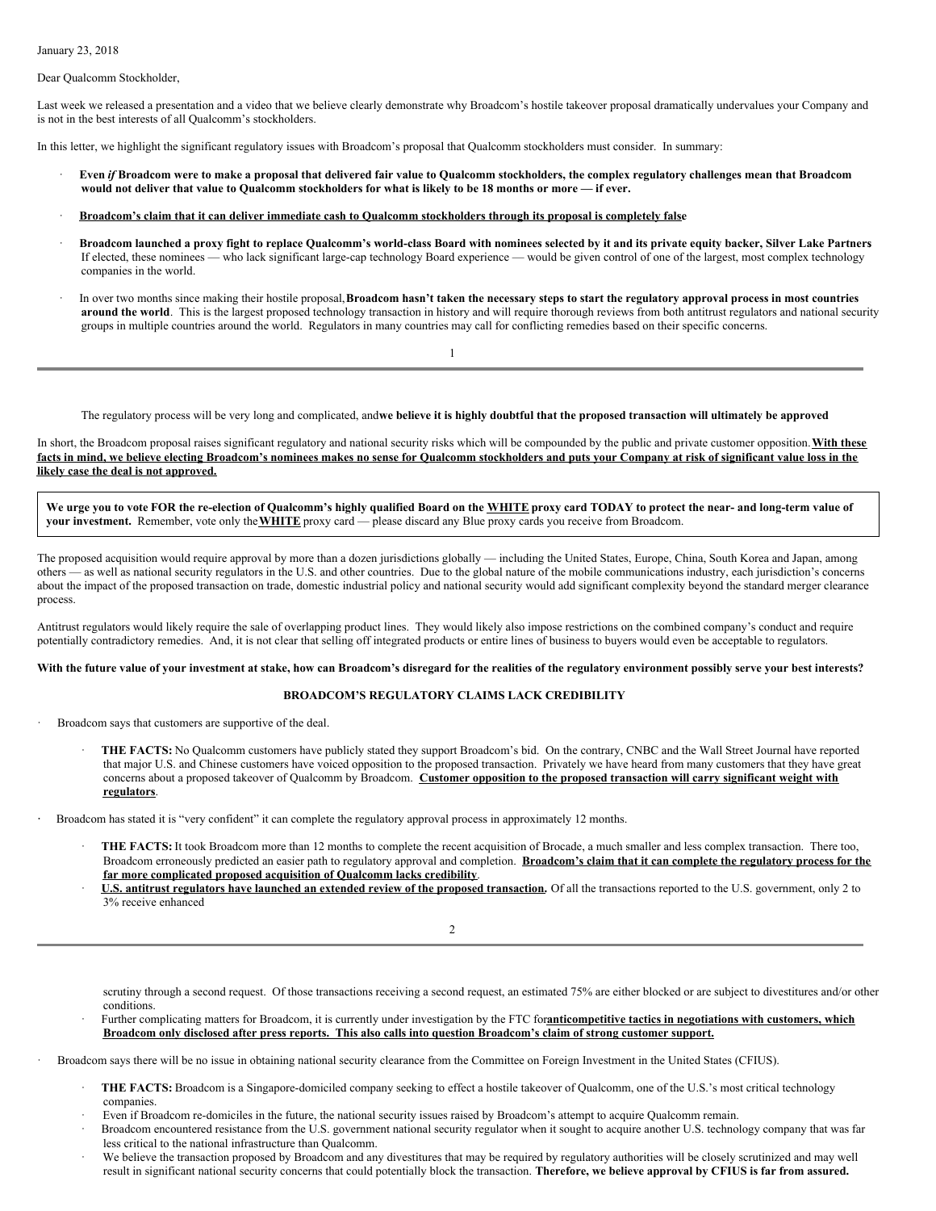January 23, 2018

Dear Qualcomm Stockholder,

Last week we released a presentation and a video that we believe clearly demonstrate why Broadcom's hostile takeover proposal dramatically undervalues your Company and is not in the best interests of all Qualcomm's stockholders.

In this letter, we highlight the significant regulatory issues with Broadcom's proposal that Qualcomm stockholders must consider. In summary:

- **Even *if* Broadcom were to make a proposal that delivered fair value to Qualcomm stockholders, the complex regulatory challenges mean that Broadcom would not deliver that value to Qualcomm stockholders for what is likely to be 18 months or more — if ever.**
- **<u>Broadcom's claim that it can deliver immediate cash to Qualcomm stockholders through its proposal is completely false</u>**
- **Broadcom launched a proxy fight to replace Qualcomm's world-class Board with nominees selected by it and its private equity backer, Silver Lake Partners**. If elected, these nominees — who lack significant large-cap technology Board experience — would be given control of one of the largest, most complex technology companies in the world.
- In over two months since making their hostile proposal, **Broadcom hasn't taken the necessary steps to start the regulatory approval process in most countries around the world**. This is the largest proposed technology transaction in history and will require thorough reviews from both antitrust regulators and national security groups in multiple countries around the world. Regulators in many countries may call for conflicting remedies based on their specific concerns.

The regulatory process will be very long and complicated, and **we believe it is highly doubtful that the proposed transaction will ultimately be approved**

In short, the Broadcom proposal raises significant regulatory and national security risks which will be compounded by the public and private customer opposition. **<u>With these facts in mind, we believe electing Broadcom's nominees makes no sense for Qualcomm stockholders and puts your Company at risk of significant value loss in the likely case the deal is not approved.</u>**

**We urge you to vote FOR the re-election of Qualcomm's highly qualified Board on the <u>WHITE</u> proxy card TODAY to protect the near- and long-term value of your investment.** Remember, vote only the **<u>WHITE</u>** proxy card — please discard any Blue proxy cards you receive from Broadcom.

The proposed acquisition would require approval by more than a dozen jurisdictions globally — including the United States, Europe, China, South Korea and Japan, among others — as well as national security regulators in the U.S. and other countries. Due to the global nature of the mobile communications industry, each jurisdiction's concerns about the impact of the proposed transaction on trade, domestic industrial policy and national security would add significant complexity beyond the standard merger clearance process.

Antitrust regulators would likely require the sale of overlapping product lines. They would likely also impose restrictions on the combined company's conduct and require potentially contradictory remedies. And, it is not clear that selling off integrated products or entire lines of business to buyers would even be acceptable to regulators.

**With the future value of your investment at stake, how can Broadcom's disregard for the realities of the regulatory environment possibly serve your best interests?**

## BROADCOM'S REGULATORY CLAIMS LACK CREDIBILITY

- Broadcom says that customers are supportive of the deal.
  - **THE FACTS:** No Qualcomm customers have publicly stated they support Broadcom's bid. On the contrary, CNBC and the Wall Street Journal have reported that major U.S. and Chinese customers have voiced opposition to the proposed transaction. Privately we have heard from many customers that they have great concerns about a proposed takeover of Qualcomm by Broadcom. **<u>Customer opposition to the proposed transaction will carry significant weight with regulators</u>**.
- Broadcom has stated it is "very confident" it can complete the regulatory approval process in approximately 12 months.
  - **THE FACTS:** It took Broadcom more than 12 months to complete the recent acquisition of Brocade, a much smaller and less complex transaction. There too, Broadcom erroneously predicted an easier path to regulatory approval and completion. **<u>Broadcom's claim that it can complete the regulatory process for the far more complicated proposed acquisition of Qualcomm lacks credibility</u>**.
  - **<u>U.S. antitrust regulators have launched an extended review of the proposed transaction.</u>** Of all the transactions reported to the U.S. government, only 2 to 3% receive enhanced scrutiny through a second request. Of those transactions receiving a second request, an estimated 75% are either blocked or are subject to divestitures and/or other conditions.
  - Further complicating matters for Broadcom, it is currently under investigation by the FTC for **<u>anticompetitive tactics in negotiations with customers, which Broadcom only disclosed after press reports. This also calls into question Broadcom's claim of strong customer support.</u>**
- Broadcom says there will be no issue in obtaining national security clearance from the Committee on Foreign Investment in the United States (CFIUS).
  - **THE FACTS:** Broadcom is a Singapore-domiciled company seeking to effect a hostile takeover of Qualcomm, one of the U.S.'s most critical technology companies.
  - Even if Broadcom re-domiciles in the future, the national security issues raised by Broadcom's attempt to acquire Qualcomm remain.
  - Broadcom encountered resistance from the U.S. government national security regulator when it sought to acquire another U.S. technology company that was far less critical to the national infrastructure than Qualcomm.
  - We believe the transaction proposed by Broadcom and any divestitures that may be required by regulatory authorities will be closely scrutinized and may well result in significant national security concerns that could potentially block the transaction. **Therefore, we believe approval by CFIUS is far from assured.**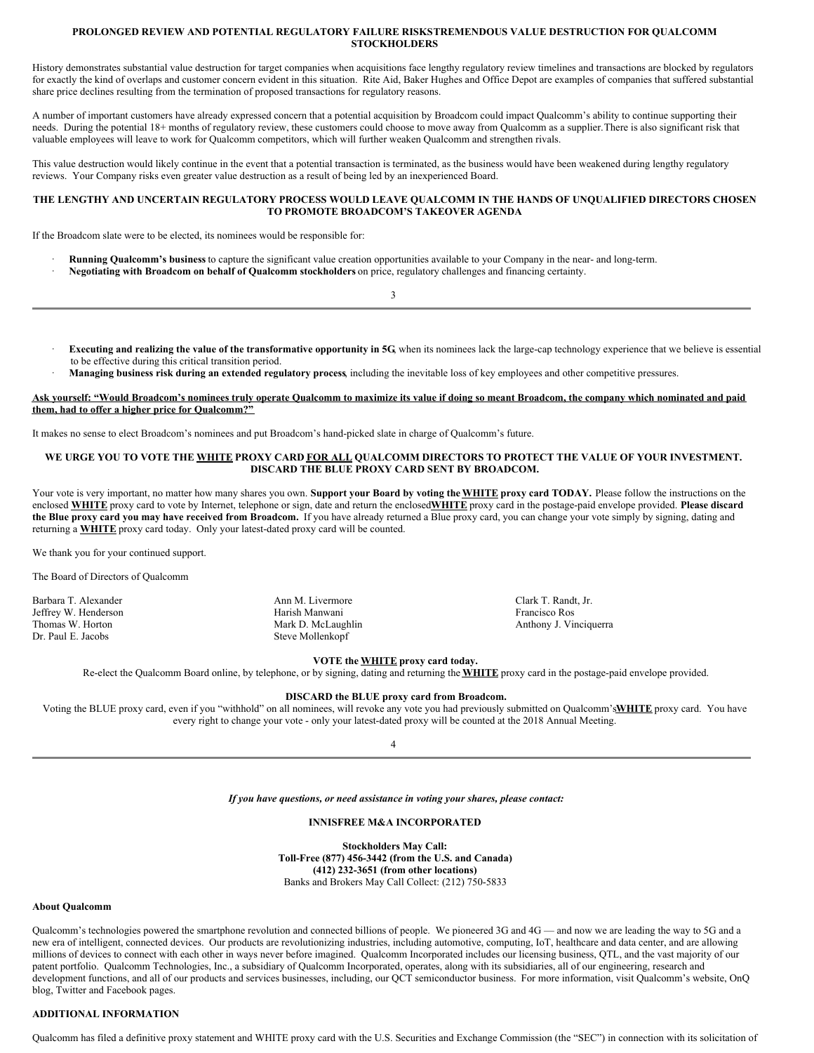**PROLONGED REVIEW AND POTENTIAL REGULATORY FAILURE RISKSTREMENDOUS VALUE DESTRUCTION FOR QUALCOMM STOCKHOLDERS**

History demonstrates substantial value destruction for target companies when acquisitions face lengthy regulatory review timelines and transactions are blocked by regulators for exactly the kind of overlaps and customer concern evident in this situation. Rite Aid, Baker Hughes and Office Depot are examples of companies that suffered substantial share price declines resulting from the termination of proposed transactions for regulatory reasons.

A number of important customers have already expressed concern that a potential acquisition by Broadcom could impact Qualcomm's ability to continue supporting their needs. During the potential 18+ months of regulatory review, these customers could choose to move away from Qualcomm as a supplier. There is also significant risk that valuable employees will leave to work for Qualcomm competitors, which will further weaken Qualcomm and strengthen rivals.

This value destruction would likely continue in the event that a potential transaction is terminated, as the business would have been weakened during lengthy regulatory reviews. Your Company risks even greater value destruction as a result of being led by an inexperienced Board.

**THE LENGTHY AND UNCERTAIN REGULATORY PROCESS WOULD LEAVE QUALCOMM IN THE HANDS OF UNQUALIFIED DIRECTORS CHOSEN TO PROMOTE BROADCOM'S TAKEOVER AGENDA**

If the Broadcom slate were to be elected, its nominees would be responsible for:

- **Running Qualcomm's business** to capture the significant value creation opportunities available to your Company in the near- and long-term.
- **Negotiating with Broadcom on behalf of Qualcomm stockholders** on price, regulatory challenges and financing certainty.
- **Executing and realizing the value of the transformative opportunity in 5G**, when its nominees lack the large-cap technology experience that we believe is essential to be effective during this critical transition period.
- **Managing business risk during an extended regulatory process**, including the inevitable loss of key employees and other competitive pressures.

**Ask yourself: "Would Broadcom's nominees truly operate Qualcomm to maximize its value if doing so meant Broadcom, the company which nominated and paid them, had to offer a higher price for Qualcomm?"**

It makes no sense to elect Broadcom's nominees and put Broadcom's hand-picked slate in charge of Qualcomm's future.

**WE URGE YOU TO VOTE THE WHITE PROXY CARD FOR ALL QUALCOMM DIRECTORS TO PROTECT THE VALUE OF YOUR INVESTMENT. DISCARD THE BLUE PROXY CARD SENT BY BROADCOM.**

Your vote is very important, no matter how many shares you own. **Support your Board by voting the WHITE proxy card TODAY.** Please follow the instructions on the enclosed **WHITE** proxy card to vote by Internet, telephone or sign, date and return the enclosed **WHITE** proxy card in the postage-paid envelope provided. **Please discard the Blue proxy card you may have received from Broadcom.** If you have already returned a Blue proxy card, you can change your vote simply by signing, dating and returning a **WHITE** proxy card today. Only your latest-dated proxy card will be counted.

We thank you for your continued support.

The Board of Directors of Qualcomm

Barbara T. Alexander
Jeffrey W. Henderson
Thomas W. Horton
Dr. Paul E. Jacobs
Ann M. Livermore
Harish Manwani
Mark D. McLaughlin
Steve Mollenkopf
Clark T. Randt, Jr.
Francisco Ros
Anthony J. Vinciquerra

**VOTE the WHITE proxy card today.**

Re-elect the Qualcomm Board online, by telephone, or by signing, dating and returning the **WHITE** proxy card in the postage-paid envelope provided.

**DISCARD the BLUE proxy card from Broadcom.**

Voting the BLUE proxy card, even if you "withhold" on all nominees, will revoke any vote you had previously submitted on Qualcomm's **WHITE** proxy card. You have every right to change your vote - only your latest-dated proxy will be counted at the 2018 Annual Meeting.

***If you have questions, or need assistance in voting your shares, please contact:***

**INNISFREE M&A INCORPORATED**

**Stockholders May Call:**
**Toll-Free (877) 456-3442 (from the U.S. and Canada)**
**(412) 232-3651 (from other locations)**
Banks and Brokers May Call Collect: (212) 750-5833

**About Qualcomm**

Qualcomm's technologies powered the smartphone revolution and connected billions of people. We pioneered 3G and 4G — and now we are leading the way to 5G and a new era of intelligent, connected devices. Our products are revolutionizing industries, including automotive, computing, IoT, healthcare and data center, and are allowing millions of devices to connect with each other in ways never before imagined. Qualcomm Incorporated includes our licensing business, QTL, and the vast majority of our patent portfolio. Qualcomm Technologies, Inc., a subsidiary of Qualcomm Incorporated, operates, along with its subsidiaries, all of our engineering, research and development functions, and all of our products and services businesses, including, our QCT semiconductor business. For more information, visit Qualcomm's website, OnQ blog, Twitter and Facebook pages.

**ADDITIONAL INFORMATION**

Qualcomm has filed a definitive proxy statement and WHITE proxy card with the U.S. Securities and Exchange Commission (the "SEC") in connection with its solicitation of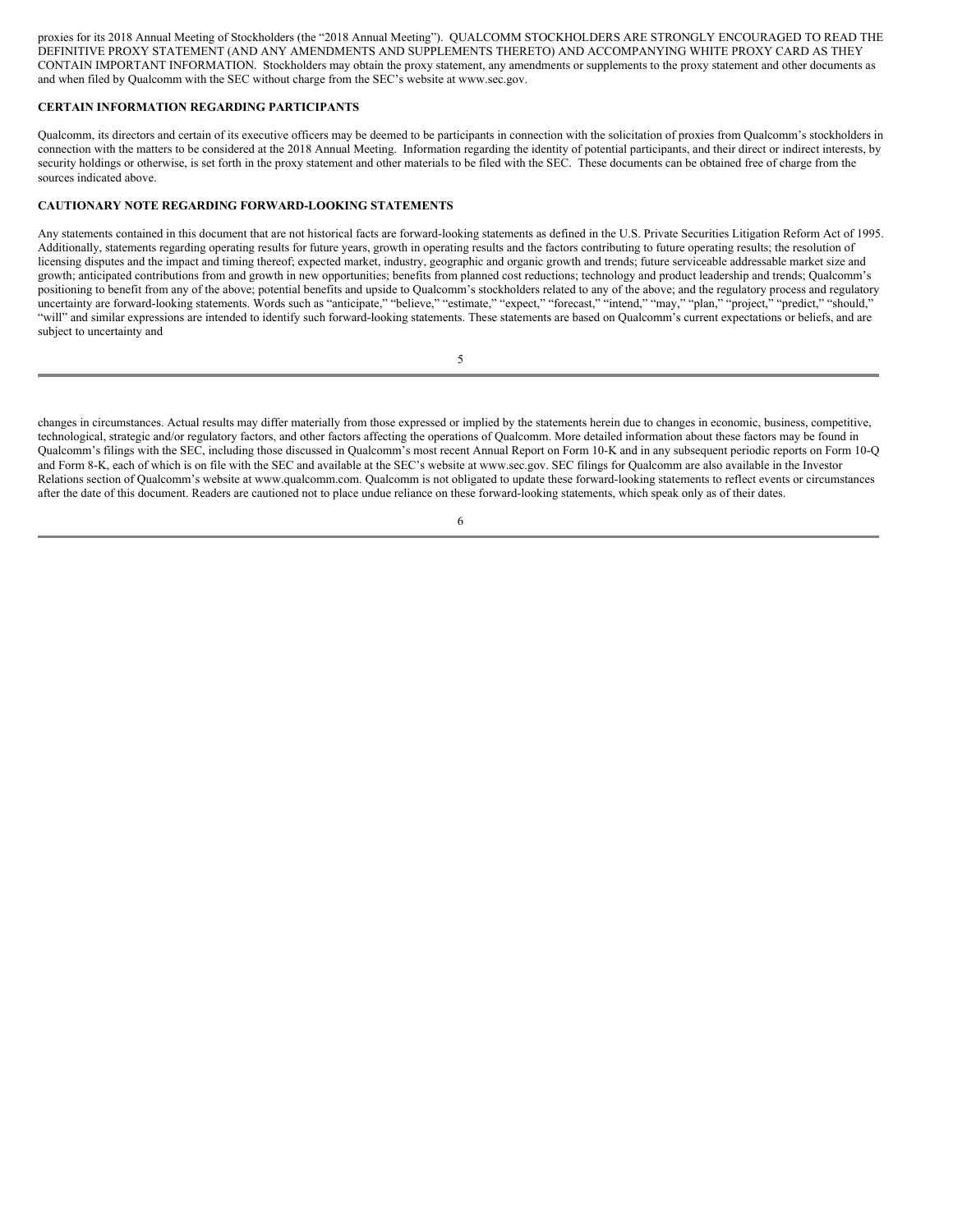proxies for its 2018 Annual Meeting of Stockholders (the "2018 Annual Meeting"). QUALCOMM STOCKHOLDERS ARE STRONGLY ENCOURAGED TO READ THE DEFINITIVE PROXY STATEMENT (AND ANY AMENDMENTS AND SUPPLEMENTS THERETO) AND ACCOMPANYING WHITE PROXY CARD AS THEY CONTAIN IMPORTANT INFORMATION. Stockholders may obtain the proxy statement, any amendments or supplements to the proxy statement and other documents as and when filed by Qualcomm with the SEC without charge from the SEC's website at www.sec.gov.

**CERTAIN INFORMATION REGARDING PARTICIPANTS**

Qualcomm, its directors and certain of its executive officers may be deemed to be participants in connection with the solicitation of proxies from Qualcomm's stockholders in connection with the matters to be considered at the 2018 Annual Meeting. Information regarding the identity of potential participants, and their direct or indirect interests, by security holdings or otherwise, is set forth in the proxy statement and other materials to be filed with the SEC. These documents can be obtained free of charge from the sources indicated above.

**CAUTIONARY NOTE REGARDING FORWARD-LOOKING STATEMENTS**

Any statements contained in this document that are not historical facts are forward-looking statements as defined in the U.S. Private Securities Litigation Reform Act of 1995. Additionally, statements regarding operating results for future years, growth in operating results and the factors contributing to future operating results; the resolution of licensing disputes and the impact and timing thereof; expected market, industry, geographic and organic growth and trends; future serviceable addressable market size and growth; anticipated contributions from and growth in new opportunities; benefits from planned cost reductions; technology and product leadership and trends; Qualcomm's positioning to benefit from any of the above; potential benefits and upside to Qualcomm's stockholders related to any of the above; and the regulatory process and regulatory uncertainty are forward-looking statements. Words such as "anticipate," "believe," "estimate," "expect," "forecast," "intend," "may," "plan," "project," "predict," "should," "will" and similar expressions are intended to identify such forward-looking statements. These statements are based on Qualcomm's current expectations or beliefs, and are subject to uncertainty and changes in circumstances. Actual results may differ materially from those expressed or implied by the statements herein due to changes in economic, business, competitive, technological, strategic and/or regulatory factors, and other factors affecting the operations of Qualcomm. More detailed information about these factors may be found in Qualcomm's filings with the SEC, including those discussed in Qualcomm's most recent Annual Report on Form 10-K and in any subsequent periodic reports on Form 10-Q and Form 8-K, each of which is on file with the SEC and available at the SEC's website at www.sec.gov. SEC filings for Qualcomm are also available in the Investor Relations section of Qualcomm's website at www.qualcomm.com. Qualcomm is not obligated to update these forward-looking statements to reflect events or circumstances after the date of this document. Readers are cautioned not to place undue reliance on these forward-looking statements, which speak only as of their dates.